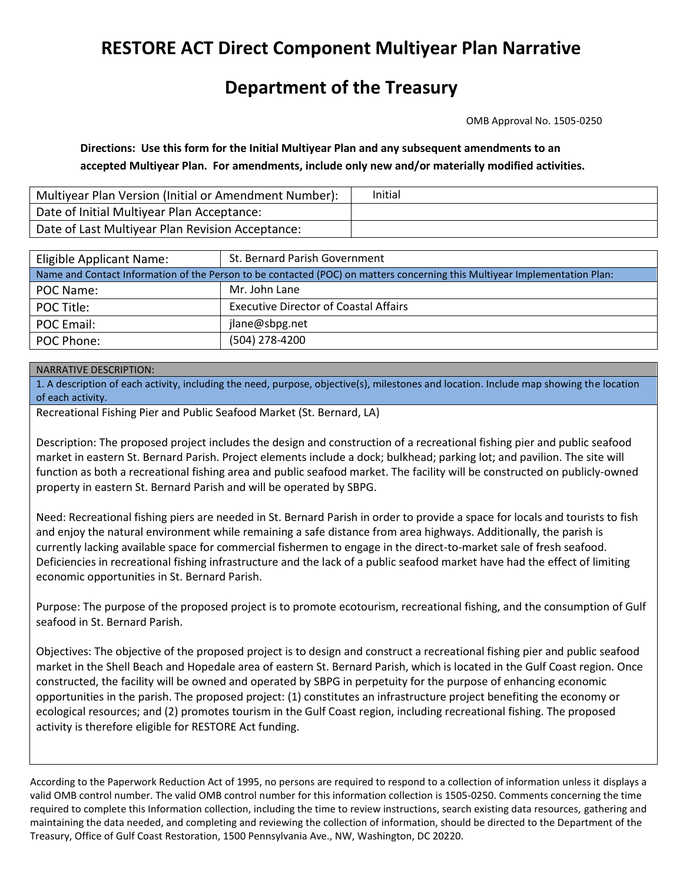# RESTORE ACT Direct Component Multiyear Plan Narrative

# Department of the Treasury

OMB Approval No. 1505-0250

**Directions: Use this form for the Initial Multiyear Plan and any subsequent amendments to an accepted Multiyear Plan. For amendments, include only new and/or materially modified activities.**

| Multiyear Plan Version (Initial or Amendment Number): | Initial |
|---|---|
| Date of Initial Multiyear Plan Acceptance: | |
| Date of Last Multiyear Plan Revision Acceptance: | |

| Eligible Applicant Name: | St. Bernard Parish Government |
|---|---|
| Name and Contact Information of the Person to be contacted (POC) on matters concerning this Multiyear Implementation Plan: | |
| POC Name: | Mr. John Lane |
| POC Title: | Executive Director of Coastal Affairs |
| POC Email: | jlane@sbpg.net |
| POC Phone: | (504) 278-4200 |

NARRATIVE DESCRIPTION:

1. A description of each activity, including the need, purpose, objective(s), milestones and location. Include map showing the location of each activity.

Recreational Fishing Pier and Public Seafood Market (St. Bernard, LA)

Description: The proposed project includes the design and construction of a recreational fishing pier and public seafood market in eastern St. Bernard Parish. Project elements include a dock; bulkhead; parking lot; and pavilion. The site will function as both a recreational fishing area and public seafood market. The facility will be constructed on publicly-owned property in eastern St. Bernard Parish and will be operated by SBPG.

Need: Recreational fishing piers are needed in St. Bernard Parish in order to provide a space for locals and tourists to fish and enjoy the natural environment while remaining a safe distance from area highways. Additionally, the parish is currently lacking available space for commercial fishermen to engage in the direct-to-market sale of fresh seafood. Deficiencies in recreational fishing infrastructure and the lack of a public seafood market have had the effect of limiting economic opportunities in St. Bernard Parish.

Purpose: The purpose of the proposed project is to promote ecotourism, recreational fishing, and the consumption of Gulf seafood in St. Bernard Parish.

Objectives: The objective of the proposed project is to design and construct a recreational fishing pier and public seafood market in the Shell Beach and Hopedale area of eastern St. Bernard Parish, which is located in the Gulf Coast region. Once constructed, the facility will be owned and operated by SBPG in perpetuity for the purpose of enhancing economic opportunities in the parish. The proposed project: (1) constitutes an infrastructure project benefiting the economy or ecological resources; and (2) promotes tourism in the Gulf Coast region, including recreational fishing. The proposed activity is therefore eligible for RESTORE Act funding.

According to the Paperwork Reduction Act of 1995, no persons are required to respond to a collection of information unless it displays a valid OMB control number. The valid OMB control number for this information collection is 1505-0250. Comments concerning the time required to complete this Information collection, including the time to review instructions, search existing data resources, gathering and maintaining the data needed, and completing and reviewing the collection of information, should be directed to the Department of the Treasury, Office of Gulf Coast Restoration, 1500 Pennsylvania Ave., NW, Washington, DC 20220.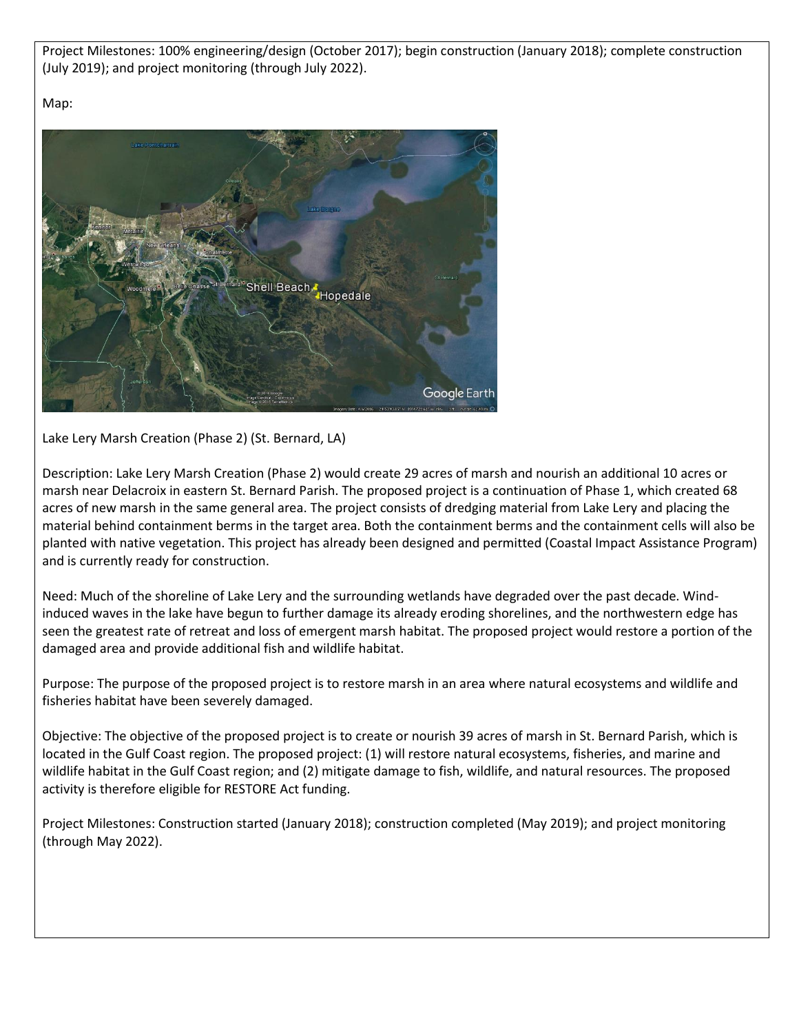Project Milestones: 100% engineering/design (October 2017); begin construction (January 2018); complete construction (July 2019); and project monitoring (through July 2022).

Map:

Lake Lery Marsh Creation (Phase 2) (St. Bernard, LA)

Description: Lake Lery Marsh Creation (Phase 2) would create 29 acres of marsh and nourish an additional 10 acres or marsh near Delacroix in eastern St. Bernard Parish. The proposed project is a continuation of Phase 1, which created 68 acres of new marsh in the same general area. The project consists of dredging material from Lake Lery and placing the material behind containment berms in the target area. Both the containment berms and the containment cells will also be planted with native vegetation. This project has already been designed and permitted (Coastal Impact Assistance Program) and is currently ready for construction.

Need: Much of the shoreline of Lake Lery and the surrounding wetlands have degraded over the past decade. Wind-induced waves in the lake have begun to further damage its already eroding shorelines, and the northwestern edge has seen the greatest rate of retreat and loss of emergent marsh habitat. The proposed project would restore a portion of the damaged area and provide additional fish and wildlife habitat.

Purpose: The purpose of the proposed project is to restore marsh in an area where natural ecosystems and wildlife and fisheries habitat have been severely damaged.

Objective: The objective of the proposed project is to create or nourish 39 acres of marsh in St. Bernard Parish, which is located in the Gulf Coast region. The proposed project: (1) will restore natural ecosystems, fisheries, and marine and wildlife habitat in the Gulf Coast region; and (2) mitigate damage to fish, wildlife, and natural resources. The proposed activity is therefore eligible for RESTORE Act funding.

Project Milestones: Construction started (January 2018); construction completed (May 2019); and project monitoring (through May 2022).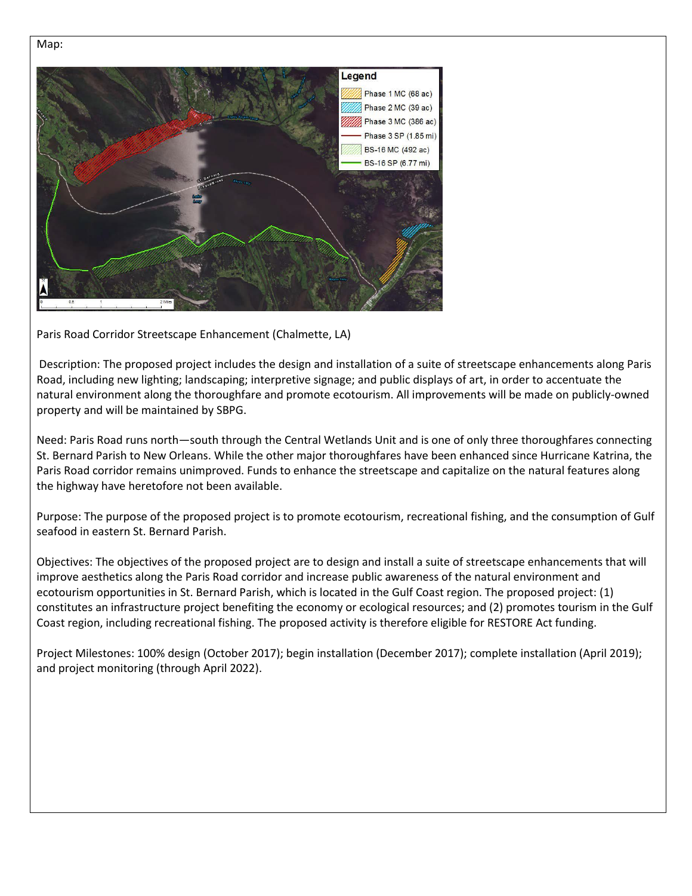Map:

Paris Road Corridor Streetscape Enhancement (Chalmette, LA)

Description: The proposed project includes the design and installation of a suite of streetscape enhancements along Paris Road, including new lighting; landscaping; interpretive signage; and public displays of art, in order to accentuate the natural environment along the thoroughfare and promote ecotourism. All improvements will be made on publicly-owned property and will be maintained by SBPG.

Need: Paris Road runs north—south through the Central Wetlands Unit and is one of only three thoroughfares connecting St. Bernard Parish to New Orleans. While the other major thoroughfares have been enhanced since Hurricane Katrina, the Paris Road corridor remains unimproved. Funds to enhance the streetscape and capitalize on the natural features along the highway have heretofore not been available.

Purpose: The purpose of the proposed project is to promote ecotourism, recreational fishing, and the consumption of Gulf seafood in eastern St. Bernard Parish.

Objectives: The objectives of the proposed project are to design and install a suite of streetscape enhancements that will improve aesthetics along the Paris Road corridor and increase public awareness of the natural environment and ecotourism opportunities in St. Bernard Parish, which is located in the Gulf Coast region. The proposed project: (1) constitutes an infrastructure project benefiting the economy or ecological resources; and (2) promotes tourism in the Gulf Coast region, including recreational fishing. The proposed activity is therefore eligible for RESTORE Act funding.

Project Milestones: 100% design (October 2017); begin installation (December 2017); complete installation (April 2019); and project monitoring (through April 2022).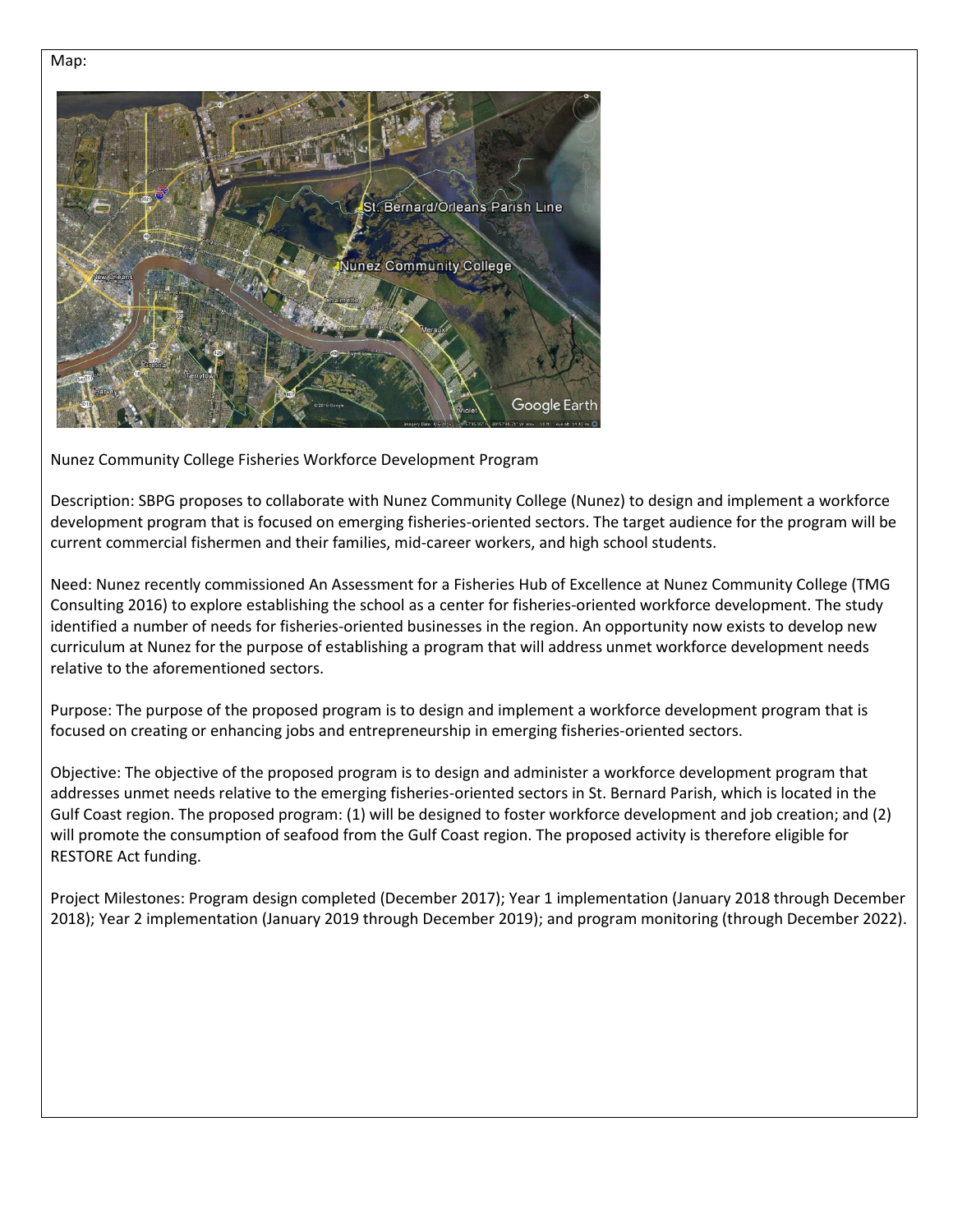Map:

Nunez Community College Fisheries Workforce Development Program

Description: SBPG proposes to collaborate with Nunez Community College (Nunez) to design and implement a workforce development program that is focused on emerging fisheries-oriented sectors. The target audience for the program will be current commercial fishermen and their families, mid-career workers, and high school students.

Need: Nunez recently commissioned An Assessment for a Fisheries Hub of Excellence at Nunez Community College (TMG Consulting 2016) to explore establishing the school as a center for fisheries-oriented workforce development. The study identified a number of needs for fisheries-oriented businesses in the region. An opportunity now exists to develop new curriculum at Nunez for the purpose of establishing a program that will address unmet workforce development needs relative to the aforementioned sectors.

Purpose: The purpose of the proposed program is to design and implement a workforce development program that is focused on creating or enhancing jobs and entrepreneurship in emerging fisheries-oriented sectors.

Objective: The objective of the proposed program is to design and administer a workforce development program that addresses unmet needs relative to the emerging fisheries-oriented sectors in St. Bernard Parish, which is located in the Gulf Coast region. The proposed program: (1) will be designed to foster workforce development and job creation; and (2) will promote the consumption of seafood from the Gulf Coast region. The proposed activity is therefore eligible for RESTORE Act funding.

Project Milestones: Program design completed (December 2017); Year 1 implementation (January 2018 through December 2018); Year 2 implementation (January 2019 through December 2019); and program monitoring (through December 2022).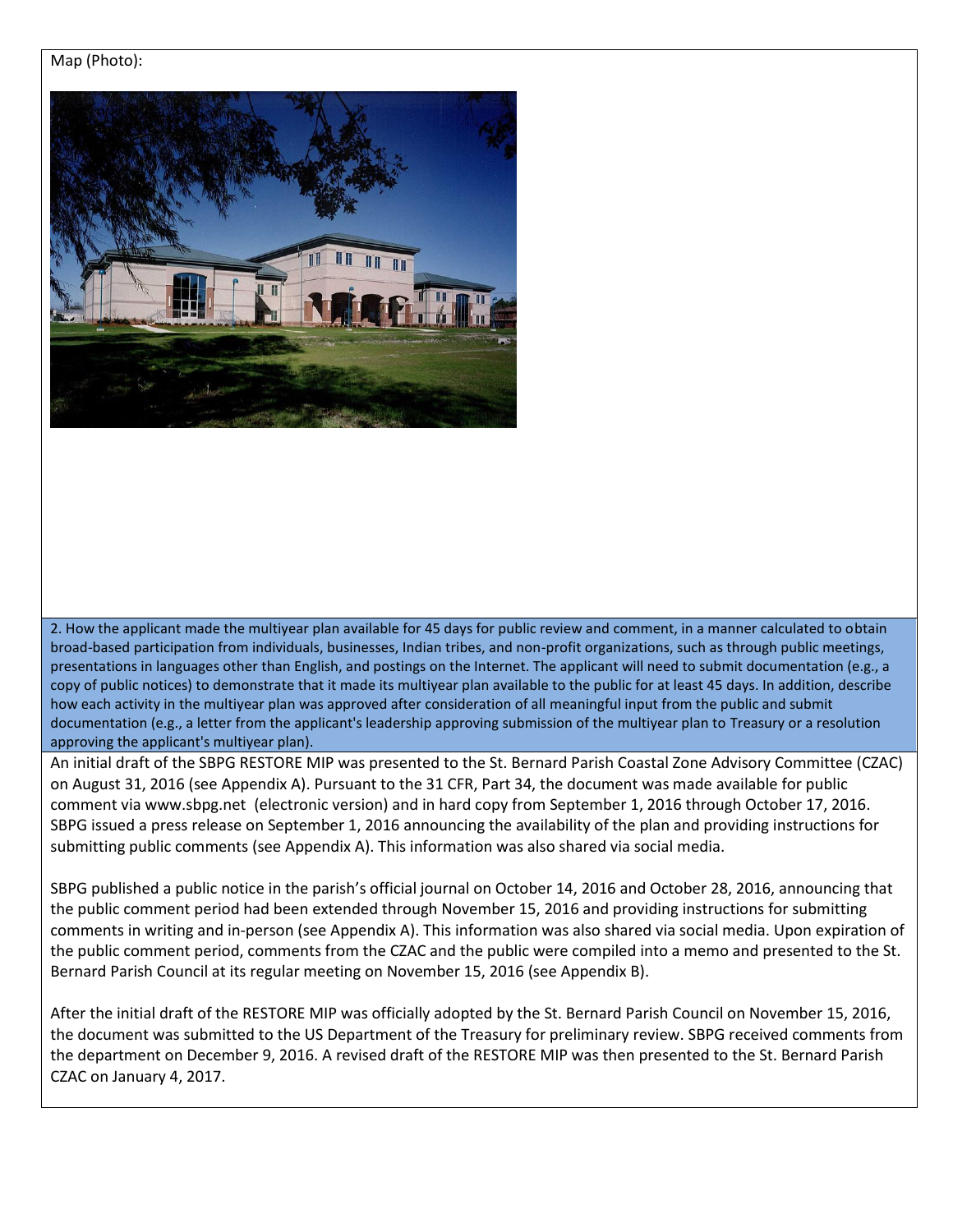Map (Photo):

2. How the applicant made the multiyear plan available for 45 days for public review and comment, in a manner calculated to obtain broad-based participation from individuals, businesses, Indian tribes, and non-profit organizations, such as through public meetings, presentations in languages other than English, and postings on the Internet. The applicant will need to submit documentation (e.g., a copy of public notices) to demonstrate that it made its multiyear plan available to the public for at least 45 days. In addition, describe how each activity in the multiyear plan was approved after consideration of all meaningful input from the public and submit documentation (e.g., a letter from the applicant's leadership approving submission of the multiyear plan to Treasury or a resolution approving the applicant's multiyear plan).

An initial draft of the SBPG RESTORE MIP was presented to the St. Bernard Parish Coastal Zone Advisory Committee (CZAC) on August 31, 2016 (see Appendix A). Pursuant to the 31 CFR, Part 34, the document was made available for public comment via www.sbpg.net (electronic version) and in hard copy from September 1, 2016 through October 17, 2016. SBPG issued a press release on September 1, 2016 announcing the availability of the plan and providing instructions for submitting public comments (see Appendix A). This information was also shared via social media.

SBPG published a public notice in the parish's official journal on October 14, 2016 and October 28, 2016, announcing that the public comment period had been extended through November 15, 2016 and providing instructions for submitting comments in writing and in-person (see Appendix A). This information was also shared via social media. Upon expiration of the public comment period, comments from the CZAC and the public were compiled into a memo and presented to the St. Bernard Parish Council at its regular meeting on November 15, 2016 (see Appendix B).

After the initial draft of the RESTORE MIP was officially adopted by the St. Bernard Parish Council on November 15, 2016, the document was submitted to the US Department of the Treasury for preliminary review. SBPG received comments from the department on December 9, 2016. A revised draft of the RESTORE MIP was then presented to the St. Bernard Parish CZAC on January 4, 2017.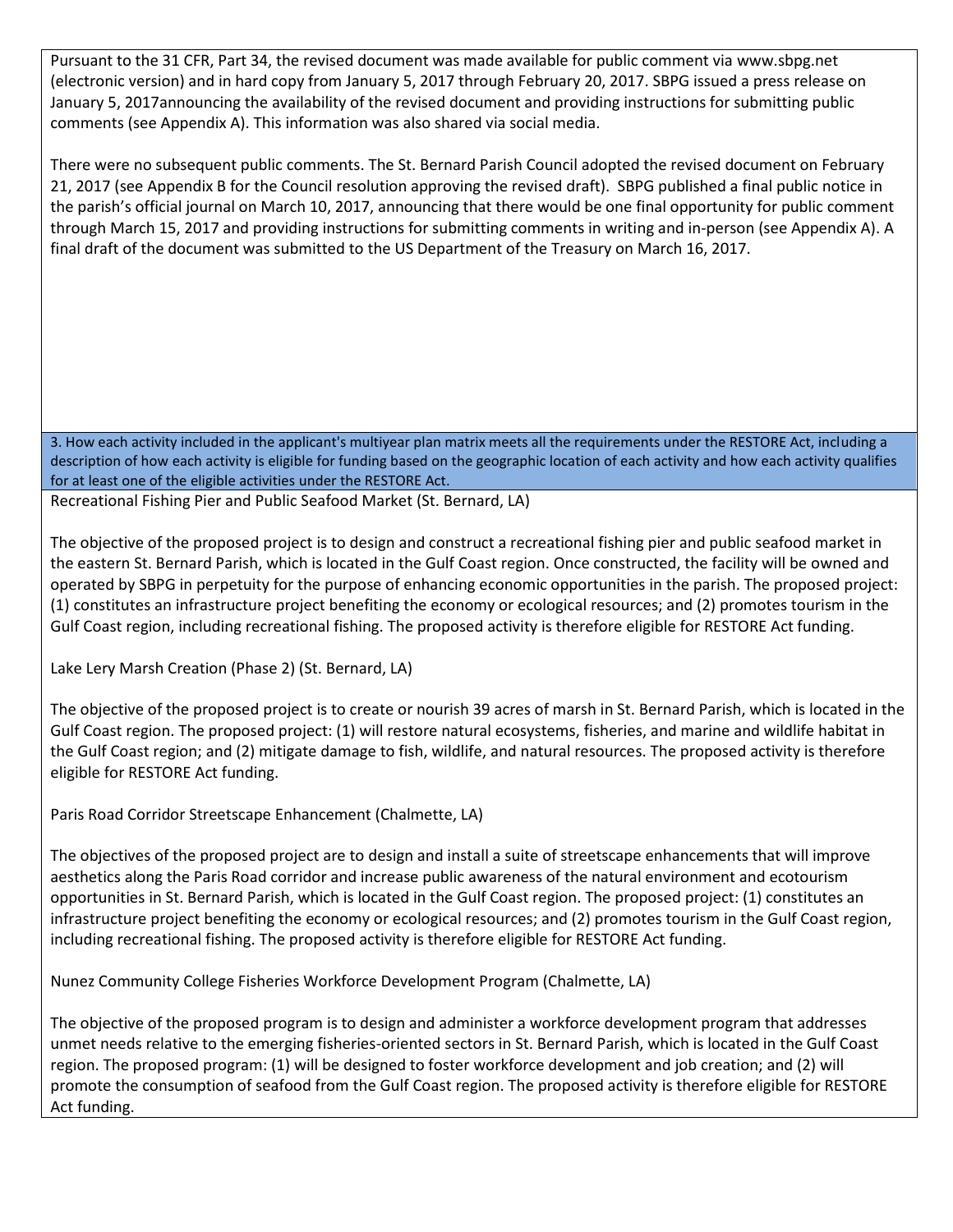Pursuant to the 31 CFR, Part 34, the revised document was made available for public comment via www.sbpg.net (electronic version) and in hard copy from January 5, 2017 through February 20, 2017. SBPG issued a press release on January 5, 2017announcing the availability of the revised document and providing instructions for submitting public comments (see Appendix A). This information was also shared via social media.

There were no subsequent public comments. The St. Bernard Parish Council adopted the revised document on February 21, 2017 (see Appendix B for the Council resolution approving the revised draft). SBPG published a final public notice in the parish's official journal on March 10, 2017, announcing that there would be one final opportunity for public comment through March 15, 2017 and providing instructions for submitting comments in writing and in-person (see Appendix A). A final draft of the document was submitted to the US Department of the Treasury on March 16, 2017.

**3. How each activity included in the applicant's multiyear plan matrix meets all the requirements under the RESTORE Act, including a description of how each activity is eligible for funding based on the geographic location of each activity and how each activity qualifies for at least one of the eligible activities under the RESTORE Act.**

Recreational Fishing Pier and Public Seafood Market (St. Bernard, LA)

The objective of the proposed project is to design and construct a recreational fishing pier and public seafood market in the eastern St. Bernard Parish, which is located in the Gulf Coast region. Once constructed, the facility will be owned and operated by SBPG in perpetuity for the purpose of enhancing economic opportunities in the parish. The proposed project: (1) constitutes an infrastructure project benefiting the economy or ecological resources; and (2) promotes tourism in the Gulf Coast region, including recreational fishing. The proposed activity is therefore eligible for RESTORE Act funding.

Lake Lery Marsh Creation (Phase 2) (St. Bernard, LA)

The objective of the proposed project is to create or nourish 39 acres of marsh in St. Bernard Parish, which is located in the Gulf Coast region. The proposed project: (1) will restore natural ecosystems, fisheries, and marine and wildlife habitat in the Gulf Coast region; and (2) mitigate damage to fish, wildlife, and natural resources. The proposed activity is therefore eligible for RESTORE Act funding.

Paris Road Corridor Streetscape Enhancement (Chalmette, LA)

The objectives of the proposed project are to design and install a suite of streetscape enhancements that will improve aesthetics along the Paris Road corridor and increase public awareness of the natural environment and ecotourism opportunities in St. Bernard Parish, which is located in the Gulf Coast region. The proposed project: (1) constitutes an infrastructure project benefiting the economy or ecological resources; and (2) promotes tourism in the Gulf Coast region, including recreational fishing. The proposed activity is therefore eligible for RESTORE Act funding.

Nunez Community College Fisheries Workforce Development Program (Chalmette, LA)

The objective of the proposed program is to design and administer a workforce development program that addresses unmet needs relative to the emerging fisheries-oriented sectors in St. Bernard Parish, which is located in the Gulf Coast region. The proposed program: (1) will be designed to foster workforce development and job creation; and (2) will promote the consumption of seafood from the Gulf Coast region. The proposed activity is therefore eligible for RESTORE Act funding.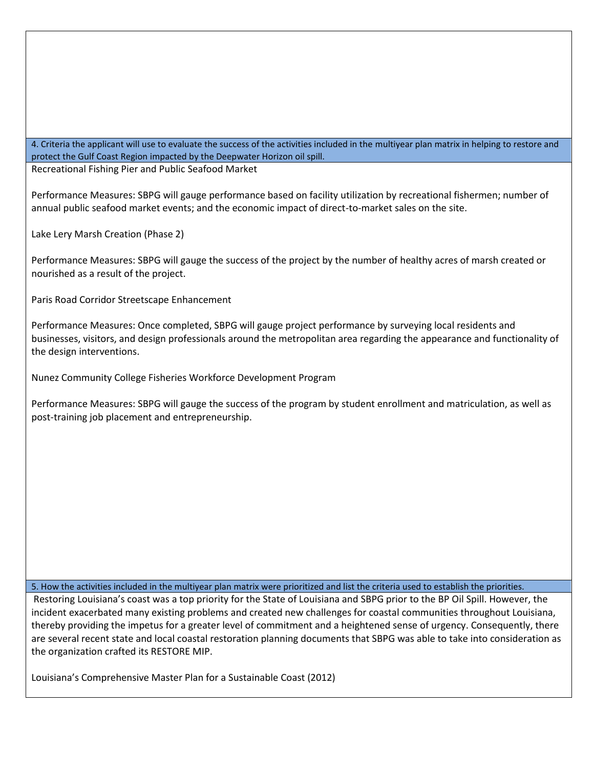### 4. Criteria the applicant will use to evaluate the success of the activities included in the multiyear plan matrix in helping to restore and protect the Gulf Coast Region impacted by the Deepwater Horizon oil spill.

Recreational Fishing Pier and Public Seafood Market

Performance Measures: SBPG will gauge performance based on facility utilization by recreational fishermen; number of annual public seafood market events; and the economic impact of direct-to-market sales on the site.

Lake Lery Marsh Creation (Phase 2)

Performance Measures: SBPG will gauge the success of the project by the number of healthy acres of marsh created or nourished as a result of the project.

Paris Road Corridor Streetscape Enhancement

Performance Measures: Once completed, SBPG will gauge project performance by surveying local residents and businesses, visitors, and design professionals around the metropolitan area regarding the appearance and functionality of the design interventions.

Nunez Community College Fisheries Workforce Development Program

Performance Measures: SBPG will gauge the success of the program by student enrollment and matriculation, as well as post-training job placement and entrepreneurship.

### 5. How the activities included in the multiyear plan matrix were prioritized and list the criteria used to establish the priorities.

Restoring Louisiana's coast was a top priority for the State of Louisiana and SBPG prior to the BP Oil Spill. However, the incident exacerbated many existing problems and created new challenges for coastal communities throughout Louisiana, thereby providing the impetus for a greater level of commitment and a heightened sense of urgency. Consequently, there are several recent state and local coastal restoration planning documents that SBPG was able to take into consideration as the organization crafted its RESTORE MIP.

Louisiana's Comprehensive Master Plan for a Sustainable Coast (2012)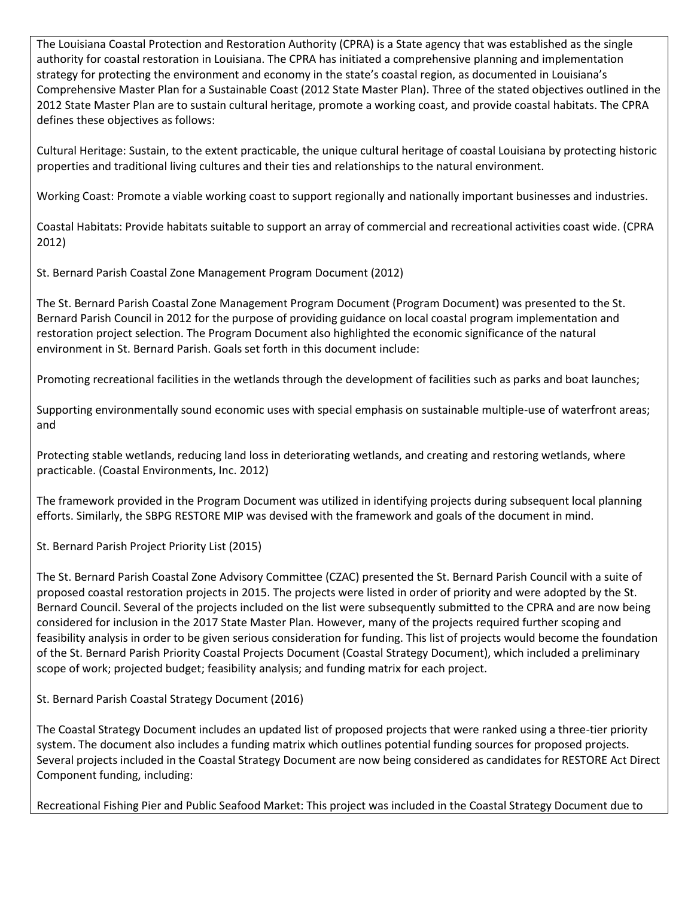The Louisiana Coastal Protection and Restoration Authority (CPRA) is a State agency that was established as the single authority for coastal restoration in Louisiana. The CPRA has initiated a comprehensive planning and implementation strategy for protecting the environment and economy in the state's coastal region, as documented in Louisiana's Comprehensive Master Plan for a Sustainable Coast (2012 State Master Plan). Three of the stated objectives outlined in the 2012 State Master Plan are to sustain cultural heritage, promote a working coast, and provide coastal habitats. The CPRA defines these objectives as follows:

Cultural Heritage: Sustain, to the extent practicable, the unique cultural heritage of coastal Louisiana by protecting historic properties and traditional living cultures and their ties and relationships to the natural environment.

Working Coast: Promote a viable working coast to support regionally and nationally important businesses and industries.

Coastal Habitats: Provide habitats suitable to support an array of commercial and recreational activities coast wide. (CPRA 2012)

St. Bernard Parish Coastal Zone Management Program Document (2012)

The St. Bernard Parish Coastal Zone Management Program Document (Program Document) was presented to the St. Bernard Parish Council in 2012 for the purpose of providing guidance on local coastal program implementation and restoration project selection. The Program Document also highlighted the economic significance of the natural environment in St. Bernard Parish. Goals set forth in this document include:

Promoting recreational facilities in the wetlands through the development of facilities such as parks and boat launches;

Supporting environmentally sound economic uses with special emphasis on sustainable multiple-use of waterfront areas; and

Protecting stable wetlands, reducing land loss in deteriorating wetlands, and creating and restoring wetlands, where practicable. (Coastal Environments, Inc. 2012)

The framework provided in the Program Document was utilized in identifying projects during subsequent local planning efforts. Similarly, the SBPG RESTORE MIP was devised with the framework and goals of the document in mind.

St. Bernard Parish Project Priority List (2015)

The St. Bernard Parish Coastal Zone Advisory Committee (CZAC) presented the St. Bernard Parish Council with a suite of proposed coastal restoration projects in 2015. The projects were listed in order of priority and were adopted by the St. Bernard Council. Several of the projects included on the list were subsequently submitted to the CPRA and are now being considered for inclusion in the 2017 State Master Plan. However, many of the projects required further scoping and feasibility analysis in order to be given serious consideration for funding. This list of projects would become the foundation of the St. Bernard Parish Priority Coastal Projects Document (Coastal Strategy Document), which included a preliminary scope of work; projected budget; feasibility analysis; and funding matrix for each project.

St. Bernard Parish Coastal Strategy Document (2016)

The Coastal Strategy Document includes an updated list of proposed projects that were ranked using a three-tier priority system. The document also includes a funding matrix which outlines potential funding sources for proposed projects. Several projects included in the Coastal Strategy Document are now being considered as candidates for RESTORE Act Direct Component funding, including:

Recreational Fishing Pier and Public Seafood Market: This project was included in the Coastal Strategy Document due to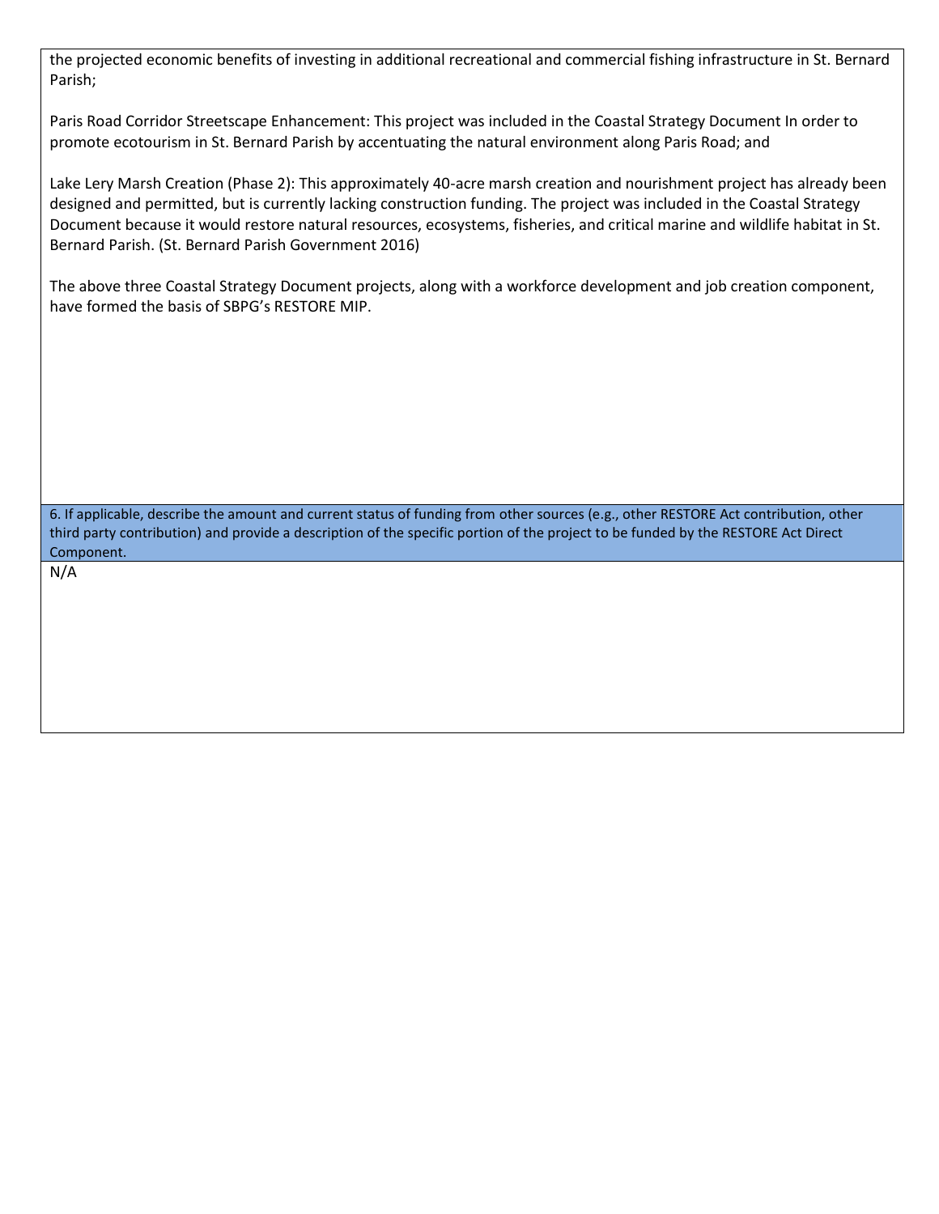the projected economic benefits of investing in additional recreational and commercial fishing infrastructure in St. Bernard Parish;

Paris Road Corridor Streetscape Enhancement: This project was included in the Coastal Strategy Document In order to promote ecotourism in St. Bernard Parish by accentuating the natural environment along Paris Road; and

Lake Lery Marsh Creation (Phase 2): This approximately 40-acre marsh creation and nourishment project has already been designed and permitted, but is currently lacking construction funding. The project was included in the Coastal Strategy Document because it would restore natural resources, ecosystems, fisheries, and critical marine and wildlife habitat in St. Bernard Parish. (St. Bernard Parish Government 2016)

The above three Coastal Strategy Document projects, along with a workforce development and job creation component, have formed the basis of SBPG's RESTORE MIP.

**6. If applicable, describe the amount and current status of funding from other sources (e.g., other RESTORE Act contribution, other third party contribution) and provide a description of the specific portion of the project to be funded by the RESTORE Act Direct Component.**

N/A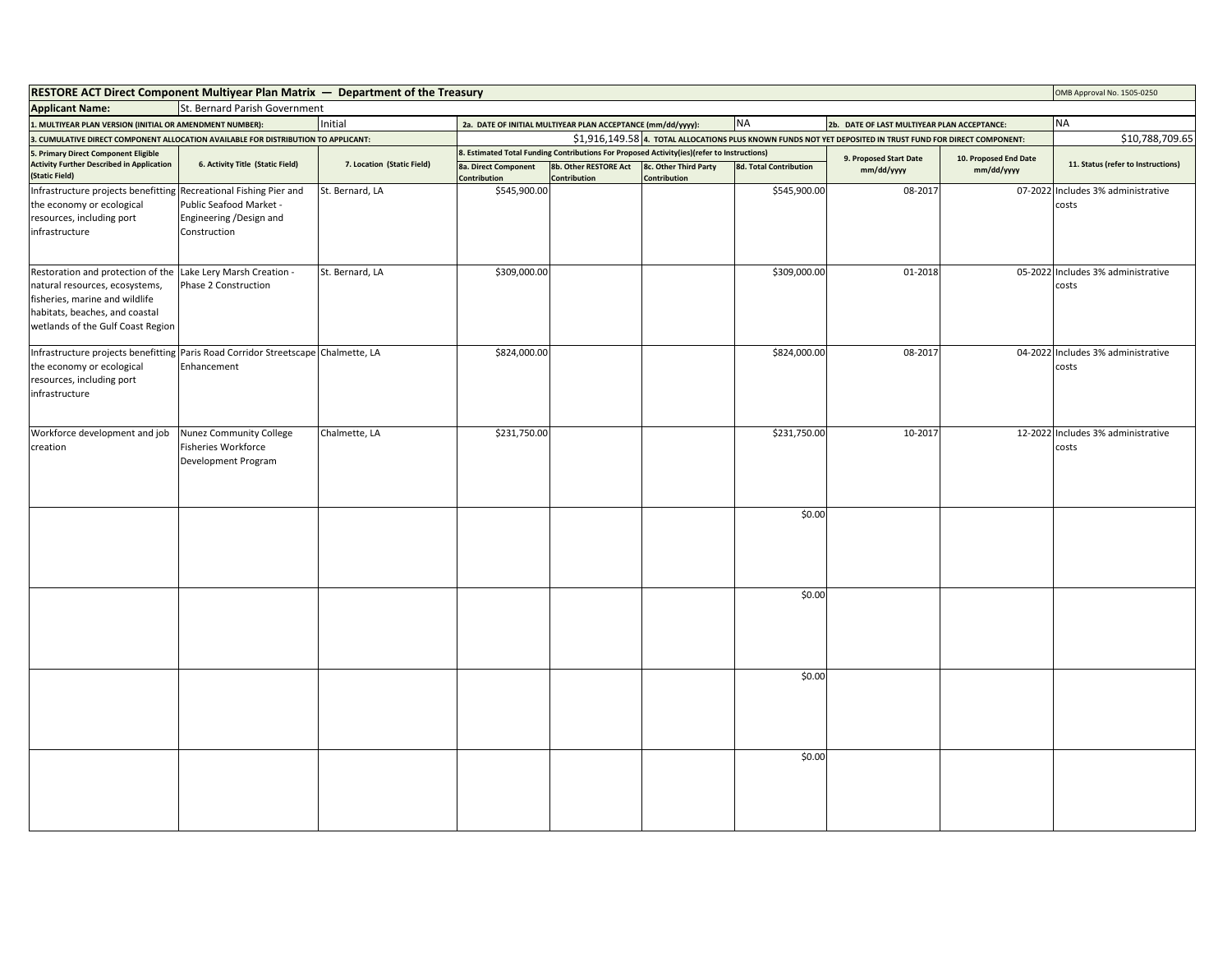**RESTORE ACT Direct Component Multiyear Plan Matrix — Department of the Treasury** | OMB Approval No. 1505-0250

**Applicant Name:** St. Bernard Parish Government

**1. MULTIYEAR PLAN VERSION (INITIAL OR AMENDMENT NUMBER):** Initial

**2a. DATE OF INITIAL MULTIYEAR PLAN ACCEPTANCE (mm/dd/yyyy):** NA

**2b. DATE OF LAST MULTIYEAR PLAN ACCEPTANCE:** NA

**3. CUMULATIVE DIRECT COMPONENT ALLOCATION AVAILABLE FOR DISTRIBUTION TO APPLICANT:** $1,916,149.58

**4. TOTAL ALLOCATIONS PLUS KNOWN FUNDS NOT YET DEPOSITED IN TRUST FUND FOR DIRECT COMPONENT:** $10,788,709.65

| 5. Primary Direct Component Eligible Activity Further Described in Application (Static Field) | 6. Activity Title (Static Field) | 7. Location (Static Field) | 8. Estimated Total Funding Contributions For Proposed Activity(ies)(refer to Instructions) | | | | 9. Proposed Start Date mm/dd/yyyy | 10. Proposed End Date mm/dd/yyyy | 11. Status (refer to Instructions) |
|---|---|---|---|---|---|---|---|---|---|
| | | | 8a. Direct Component Contribution | 8b. Other RESTORE Act Contribution | 8c. Other Third Party Contribution | 8d. Total Contribution | | | |
| Infrastructure projects benefitting the economy or ecological resources, including port infrastructure | Recreational Fishing Pier and Public Seafood Market - Engineering /Design and Construction | St. Bernard, LA | $545,900.00 | | | $545,900.00 | 08-2017 | 07-2022 | Includes 3% administrative costs |
| Restoration and protection of the natural resources, ecosystems, fisheries, marine and wildlife habitats, beaches, and coastal wetlands of the Gulf Coast Region | Lake Lery Marsh Creation - Phase 2 Construction | St. Bernard, LA | $309,000.00 | | | $309,000.00 | 01-2018 | 05-2022 | Includes 3% administrative costs |
| Infrastructure projects benefitting the economy or ecological resources, including port infrastructure | Paris Road Corridor Streetscape Enhancement | Chalmette, LA | $824,000.00 | | | $824,000.00 | 08-2017 | 04-2022 | Includes 3% administrative costs |
| Workforce development and job creation | Nunez Community College Fisheries Workforce Development Program | Chalmette, LA | $231,750.00 | | | $231,750.00 | 10-2017 | 12-2022 | Includes 3% administrative costs |
| | | | | | | $0.00 | | | |
| | | | | | | $0.00 | | | |
| | | | | | | $0.00 | | | |
| | | | | | | $0.00 | | | |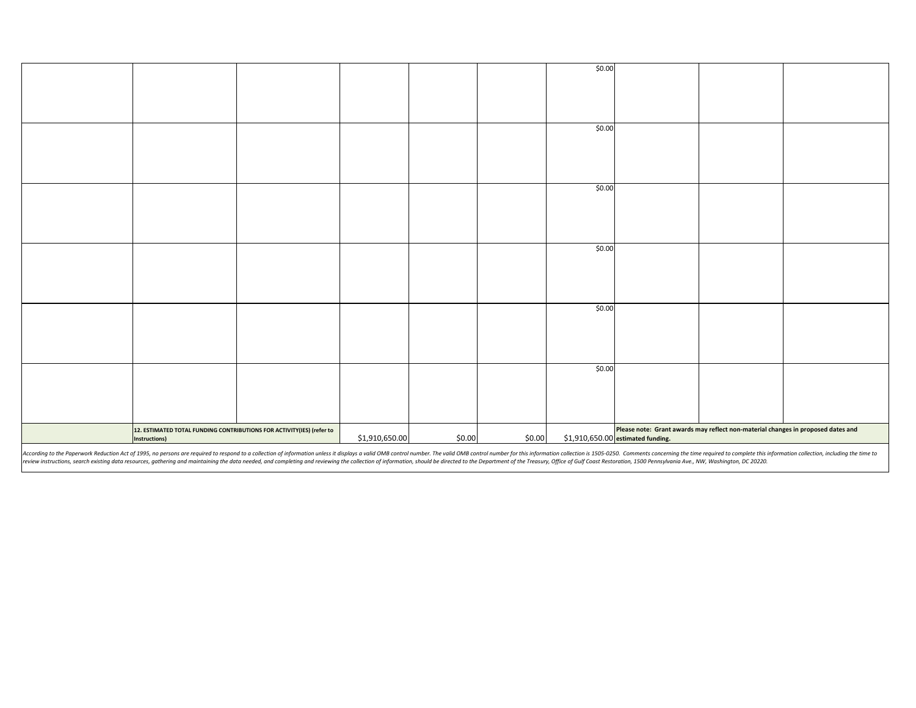| | | | | | | | | | |
|---|---|---|---|---|---|---|---|---|---|
| | | | | | | $0.00 | | | |
| | | | | | | $0.00 | | | |
| | | | | | | $0.00 | | | |
| | | | | | | $0.00 | | | |
| | | | | | | $0.00 | | | |
| | | | | | | $0.00 | | | |
| | **12. ESTIMATED TOTAL FUNDING CONTRIBUTIONS FOR ACTIVITY(IES) (refer to Instructions)** | | $1,910,650.00 | $0.00 | $0.00 | $1,910,650.00 | **Please note: Grant awards may reflect non-material changes in proposed dates and estimated funding.** | | |

*According to the Paperwork Reduction Act of 1995, no persons are required to respond to a collection of information unless it displays a valid OMB control number. The valid OMB control number for this information collection is 1505-0250. Comments concerning the time required to complete this information collection, including the time to review instructions, search existing data resources, gathering and maintaining the data needed, and completing and reviewing the collection of information, should be directed to the Department of the Treasury, Office of Gulf Coast Restoration, 1500 Pennsylvania Ave., NW, Washington, DC 20220.*